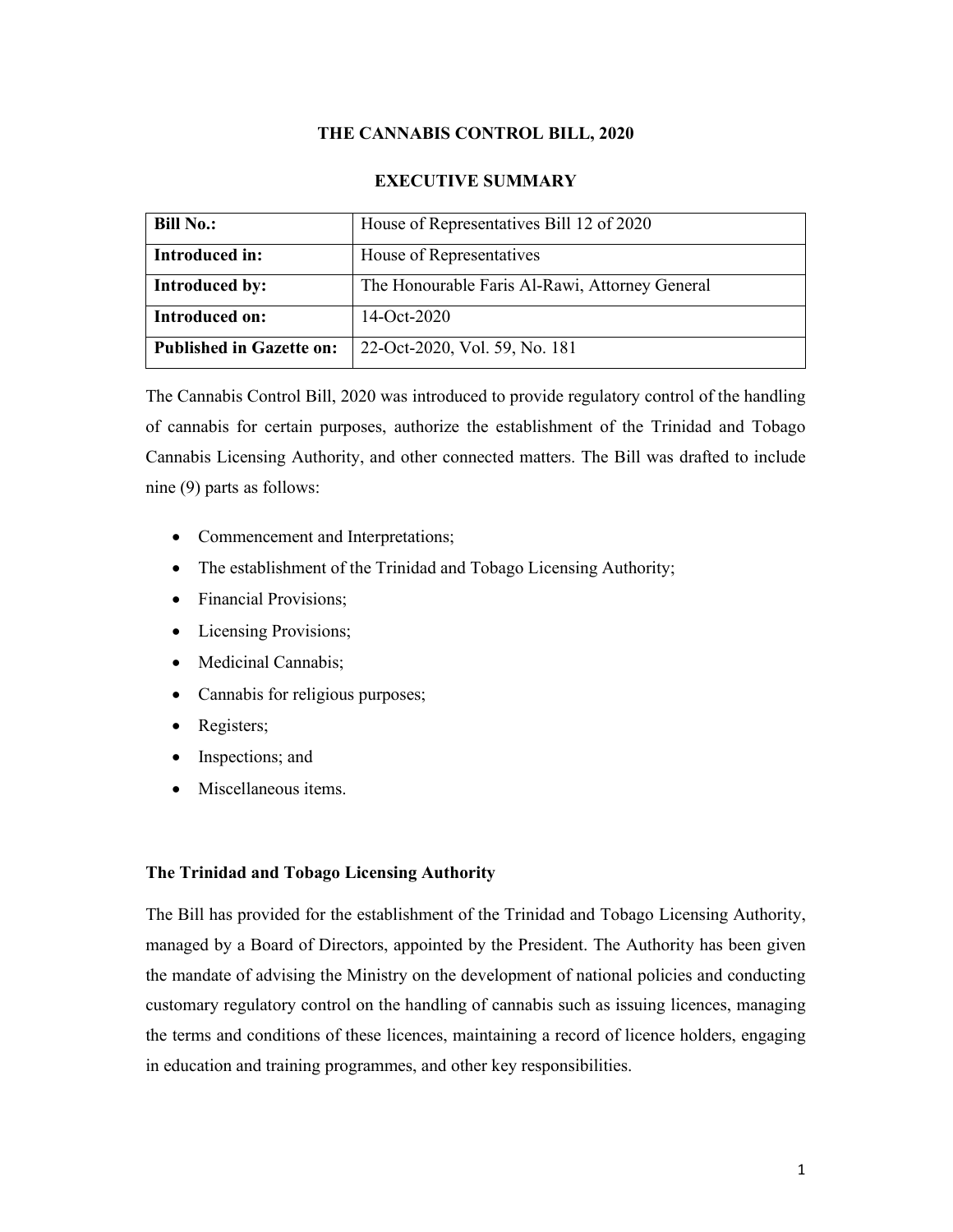# THE CANNABIS CONTROL BILL, 2020

## EXECUTIVE SUMMARY

| **Bill No.:** | House of Representatives Bill 12 of 2020 |
|---|---|
| **Introduced in:** | House of Representatives |
| **Introduced by:** | The Honourable Faris Al-Rawi, Attorney General |
| **Introduced on:** | 14-Oct-2020 |
| **Published in Gazette on:** | 22-Oct-2020, Vol. 59, No. 181 |

The Cannabis Control Bill, 2020 was introduced to provide regulatory control of the handling of cannabis for certain purposes, authorize the establishment of the Trinidad and Tobago Cannabis Licensing Authority, and other connected matters. The Bill was drafted to include nine (9) parts as follows:

- Commencement and Interpretations;
- The establishment of the Trinidad and Tobago Licensing Authority;
- Financial Provisions;
- Licensing Provisions;
- Medicinal Cannabis;
- Cannabis for religious purposes;
- Registers;
- Inspections; and
- Miscellaneous items.

### The Trinidad and Tobago Licensing Authority

The Bill has provided for the establishment of the Trinidad and Tobago Licensing Authority, managed by a Board of Directors, appointed by the President. The Authority has been given the mandate of advising the Ministry on the development of national policies and conducting customary regulatory control on the handling of cannabis such as issuing licences, managing the terms and conditions of these licences, maintaining a record of licence holders, engaging in education and training programmes, and other key responsibilities.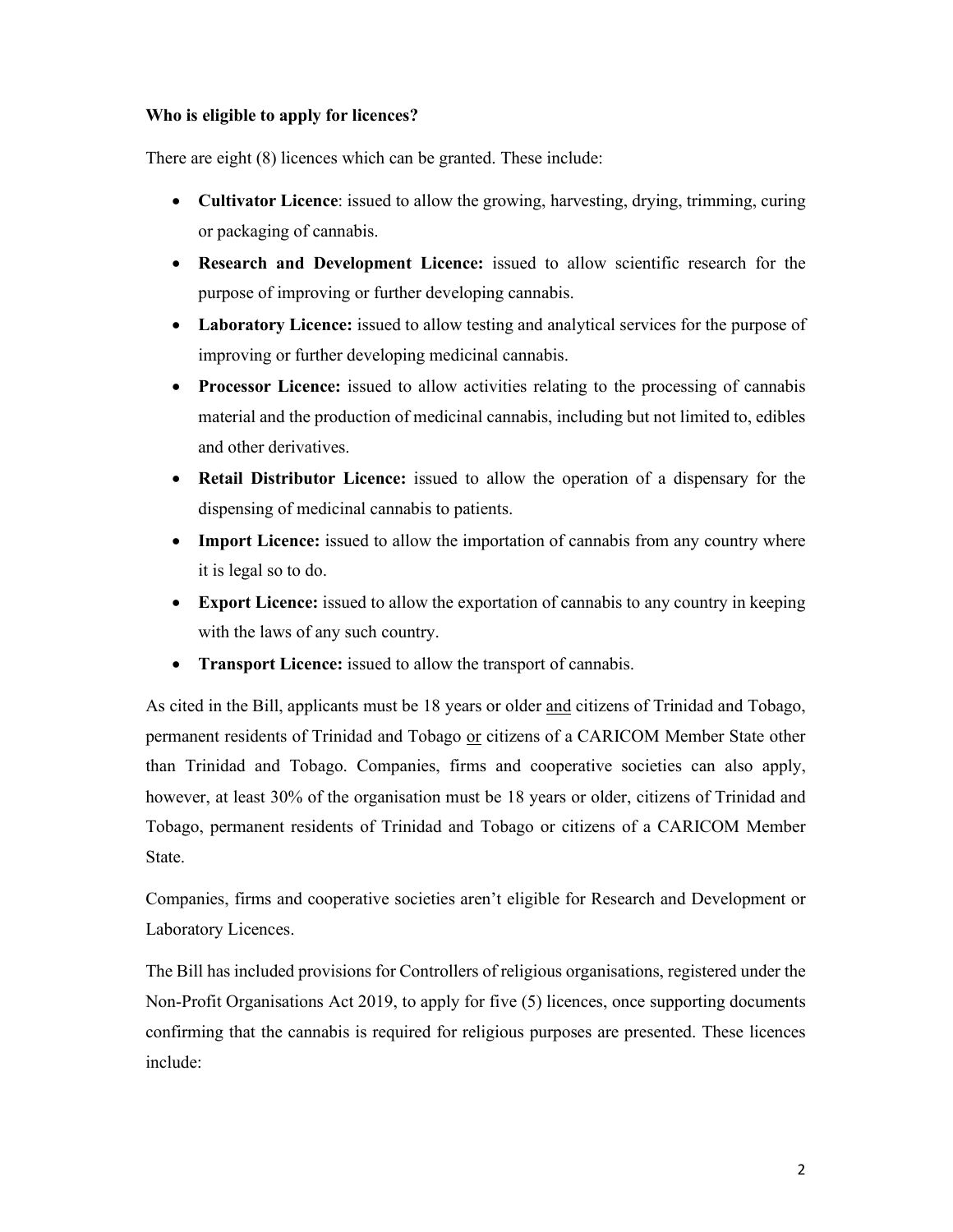**Who is eligible to apply for licences?**

There are eight (8) licences which can be granted. These include:

- **Cultivator Licence**: issued to allow the growing, harvesting, drying, trimming, curing or packaging of cannabis.
- **Research and Development Licence:** issued to allow scientific research for the purpose of improving or further developing cannabis.
- **Laboratory Licence:** issued to allow testing and analytical services for the purpose of improving or further developing medicinal cannabis.
- **Processor Licence:** issued to allow activities relating to the processing of cannabis material and the production of medicinal cannabis, including but not limited to, edibles and other derivatives.
- **Retail Distributor Licence:** issued to allow the operation of a dispensary for the dispensing of medicinal cannabis to patients.
- **Import Licence:** issued to allow the importation of cannabis from any country where it is legal so to do.
- **Export Licence:** issued to allow the exportation of cannabis to any country in keeping with the laws of any such country.
- **Transport Licence:** issued to allow the transport of cannabis.

As cited in the Bill, applicants must be 18 years or older <u>and</u> citizens of Trinidad and Tobago, permanent residents of Trinidad and Tobago <u>or</u> citizens of a CARICOM Member State other than Trinidad and Tobago. Companies, firms and cooperative societies can also apply, however, at least 30% of the organisation must be 18 years or older, citizens of Trinidad and Tobago, permanent residents of Trinidad and Tobago or citizens of a CARICOM Member State.

Companies, firms and cooperative societies aren't eligible for Research and Development or Laboratory Licences.

The Bill has included provisions for Controllers of religious organisations, registered under the Non-Profit Organisations Act 2019, to apply for five (5) licences, once supporting documents confirming that the cannabis is required for religious purposes are presented. These licences include: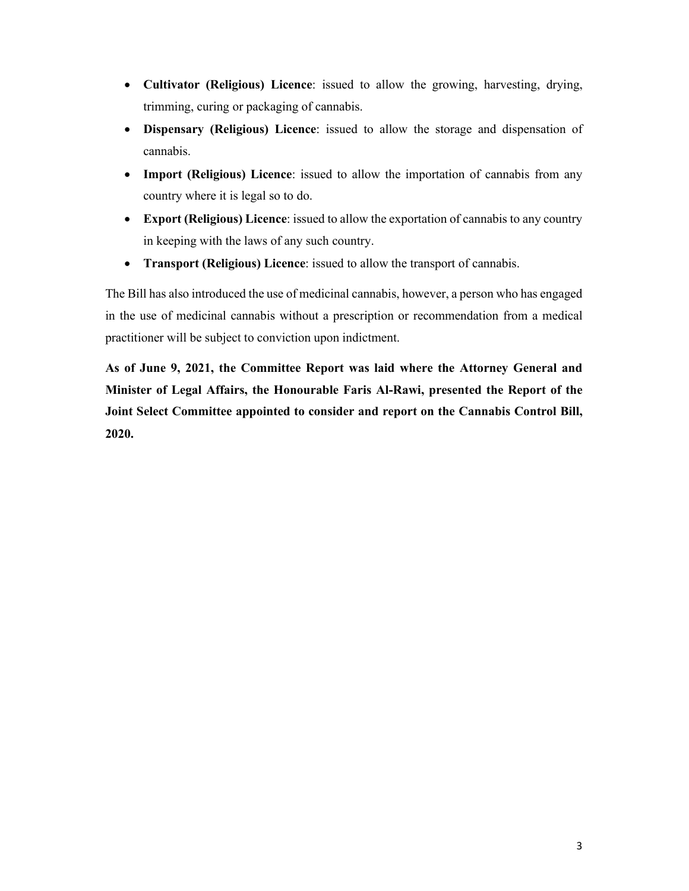- **Cultivator (Religious) Licence**: issued to allow the growing, harvesting, drying, trimming, curing or packaging of cannabis.
- **Dispensary (Religious) Licence**: issued to allow the storage and dispensation of cannabis.
- **Import (Religious) Licence**: issued to allow the importation of cannabis from any country where it is legal so to do.
- **Export (Religious) Licence**: issued to allow the exportation of cannabis to any country in keeping with the laws of any such country.
- **Transport (Religious) Licence**: issued to allow the transport of cannabis.

The Bill has also introduced the use of medicinal cannabis, however, a person who has engaged in the use of medicinal cannabis without a prescription or recommendation from a medical practitioner will be subject to conviction upon indictment.

**As of June 9, 2021, the Committee Report was laid where the Attorney General and Minister of Legal Affairs, the Honourable Faris Al-Rawi, presented the Report of the Joint Select Committee appointed to consider and report on the Cannabis Control Bill, 2020.**